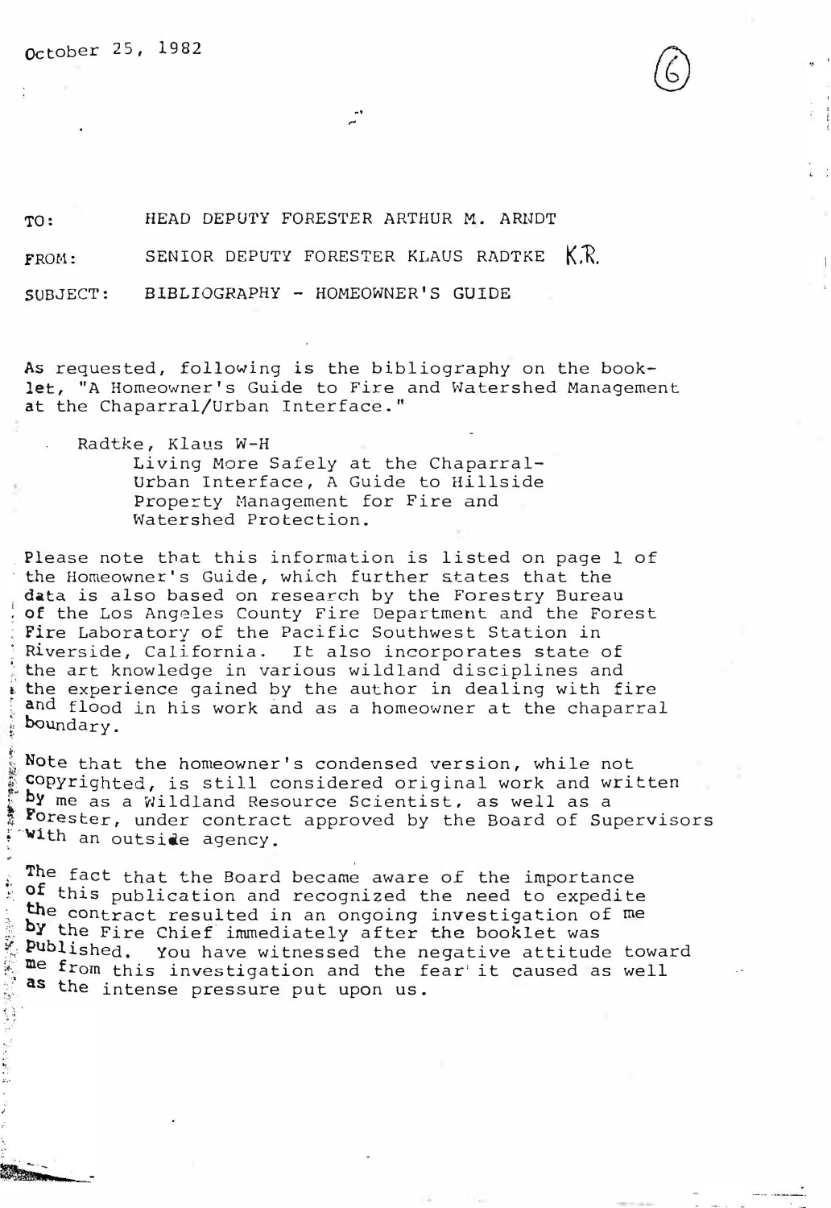October 25, 1982

(6)

TO: HEAD DEPUTY FORESTER ARTHUR M. ARNDT

FROM: SENIOR DEPUTY FORESTER KLAUS RADTKE K.R.

SUBJECT: BIBLIOGRAPHY - HOMEOWNER'S GUIDE

As requested, following is the bibliography on the booklet, "A Homeowner's Guide to Fire and Watershed Management at the Chaparral/Urban Interface."

> Radtke, Klaus W-H
> Living More Safely at the Chaparral-Urban Interface, A Guide to Hillside Property Management for Fire and Watershed Protection.

Please note that this information is listed on page 1 of the Homeowner's Guide, which further states that the data is also based on research by the Forestry Bureau of the Los Angeles County Fire Department and the Forest Fire Laboratory of the Pacific Southwest Station in Riverside, California. It also incorporates state of the art knowledge in various wildland disciplines and the experience gained by the author in dealing with fire and flood in his work and as a homeowner at the chaparral boundary.

Note that the homeowner's condensed version, while not copyrighted, is still considered original work and written by me as a Wildland Resource Scientist, as well as a Forester, under contract approved by the Board of Supervisors with an outside agency.

The fact that the Board became aware of the importance of this publication and recognized the need to expedite the contract resulted in an ongoing investigation of me by the Fire Chief immediately after the booklet was published. You have witnessed the negative attitude toward me from this investigation and the fear it caused as well as the intense pressure put upon us.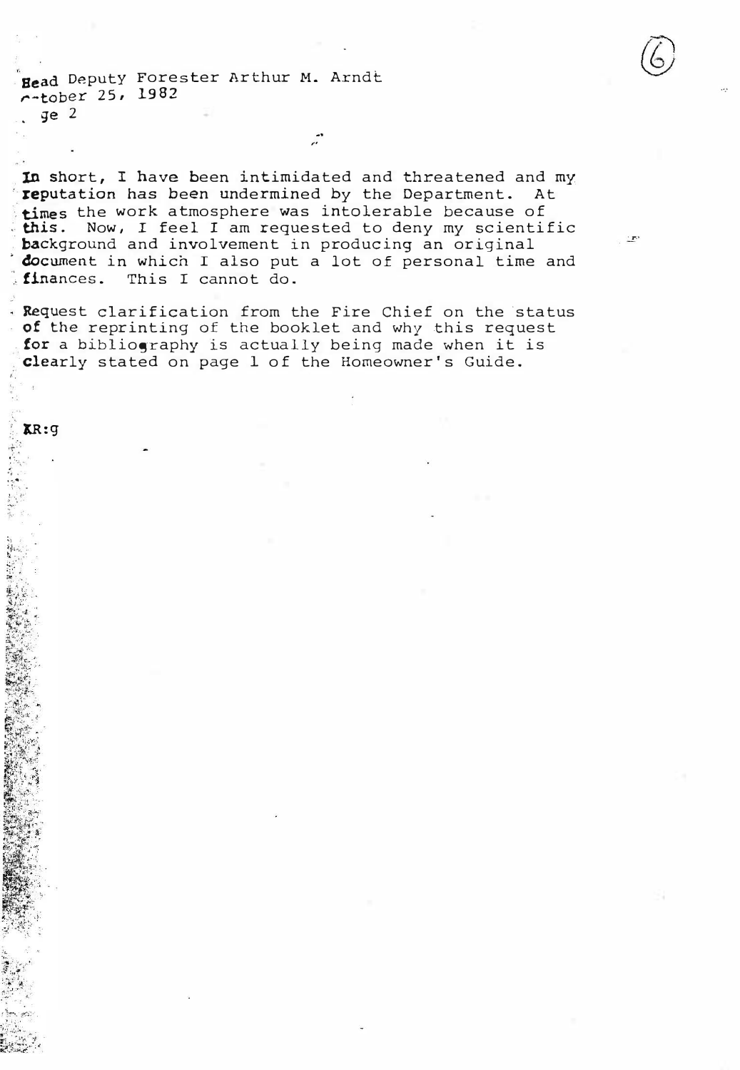In short, I have been intimidated and threatened and my reputation has been undermined by the Department. At times the work atmosphere was intolerable because of this. Now, I feel I am requested to deny my scientific background and involvement in producing an original document in which I also put a lot of personal time and finances. This I cannot do.

Request clarification from the Fire Chief on the status of the reprinting of the booklet and why this request for a bibliography is actually being made when it is clearly stated on page 1 of the Homeowner's Guide.

KR:g